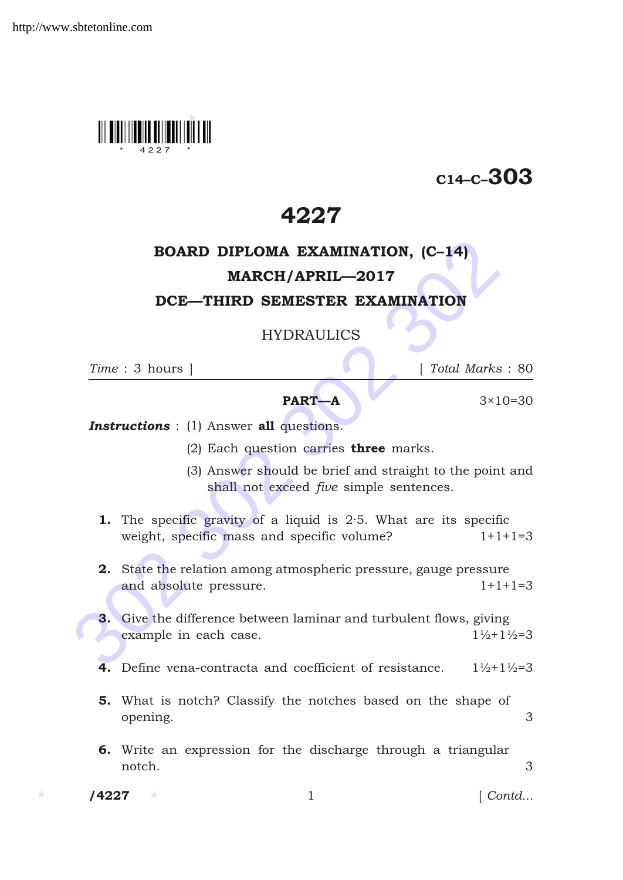C14–C–303

# 4227

## BOARD DIPLOMA EXAMINATION, (C–14)
## MARCH/APRIL—2017
## DCE—THIRD SEMESTER EXAMINATION

### HYDRAULICS

*Time* : 3 hours ] [ *Total Marks* : 80

---

**PART—A** 3×10=30

***Instructions*** : (1) Answer **all** questions.

(2) Each question carries **three** marks.

(3) Answer should be brief and straight to the point and shall not exceed *five* simple sentences.

**1.** The specific gravity of a liquid is 2·5. What are its specific weight, specific mass and specific volume? 1+1+1=3

**2.** State the relation among atmospheric pressure, gauge pressure and absolute pressure. 1+1+1=3

**3.** Give the difference between laminar and turbulent flows, giving example in each case. 1½+1½=3

**4.** Define vena-contracta and coefficient of resistance. 1½+1½=3

**5.** What is notch? Classify the notches based on the shape of opening. 3

**6.** Write an expression for the discharge through a triangular notch. 3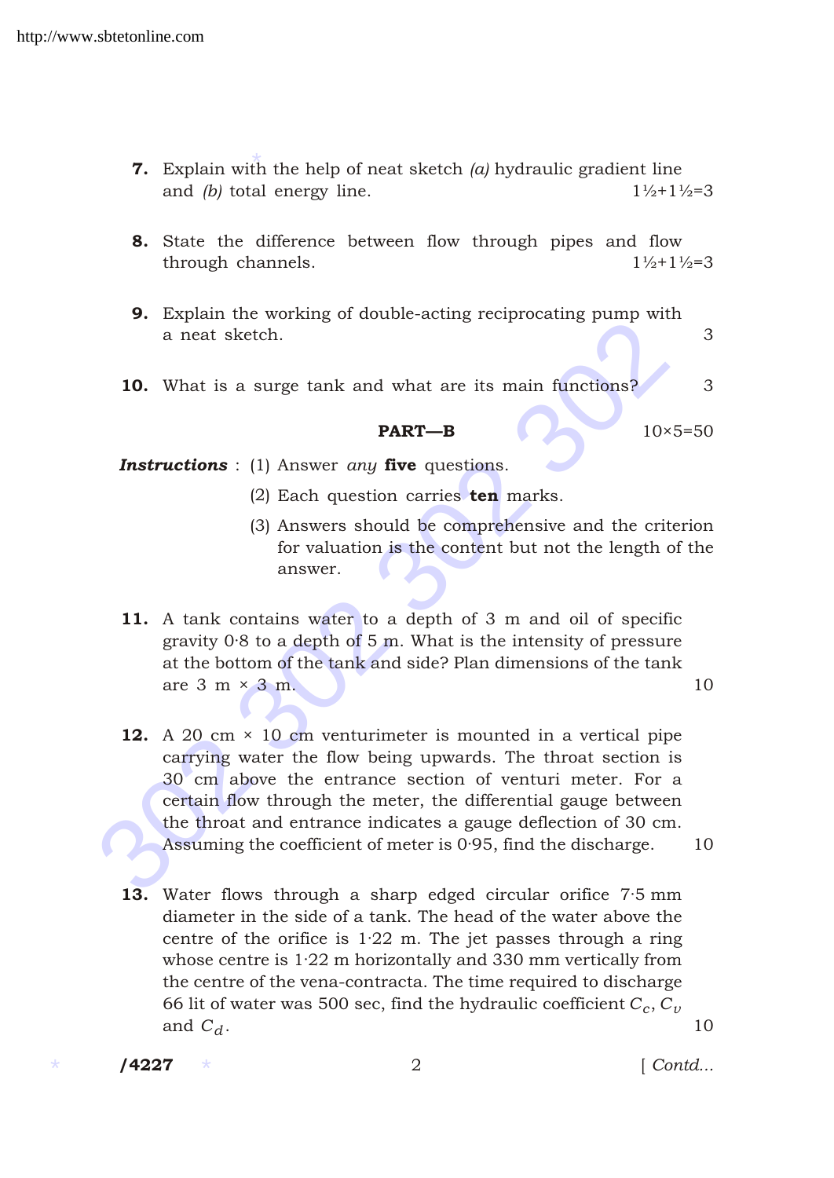**7.** Explain with the help of neat sketch *(a)* hydraulic gradient line and *(b)* total energy line. 1½+1½=3

**8.** State the difference between flow through pipes and flow through channels. 1½+1½=3

**9.** Explain the working of double-acting reciprocating pump with a neat sketch. 3

**10.** What is a surge tank and what are its main functions? 3

## PART—B

10×5=50

***Instructions*** : (1) Answer *any* **five** questions.

(2) Each question carries **ten** marks.

(3) Answers should be comprehensive and the criterion for valuation is the content but not the length of the answer.

**11.** A tank contains water to a depth of 3 m and oil of specific gravity 0·8 to a depth of 5 m. What is the intensity of pressure at the bottom of the tank and side? Plan dimensions of the tank are 3 m × 3 m. 10

**12.** A 20 cm × 10 cm venturimeter is mounted in a vertical pipe carrying water the flow being upwards. The throat section is 30 cm above the entrance section of venturi meter. For a certain flow through the meter, the differential gauge between the throat and entrance indicates a gauge deflection of 30 cm. Assuming the coefficient of meter is 0·95, find the discharge. 10

**13.** Water flows through a sharp edged circular orifice 7·5 mm diameter in the side of a tank. The head of the water above the centre of the orifice is 1·22 m. The jet passes through a ring whose centre is 1·22 m horizontally and 330 mm vertically from the centre of the vena-contracta. The time required to discharge 66 lit of water was 500 sec, find the hydraulic coefficient $C_c$, $C_v$ and $C_d$. 10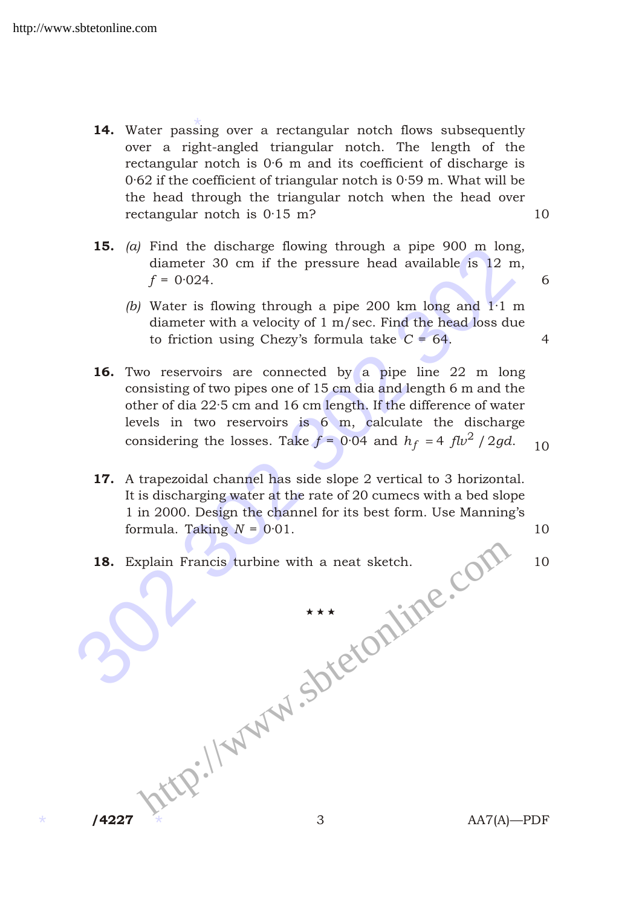**14.** Water passing over a rectangular notch flows subsequently over a right-angled triangular notch. The length of the rectangular notch is 0·6 m and its coefficient of discharge is 0·62 if the coefficient of triangular notch is 0·59 m. What will be the head through the triangular notch when the head over rectangular notch is 0·15 m? 10

**15.** *(a)* Find the discharge flowing through a pipe 900 m long, diameter 30 cm if the pressure head available is 12 m, $f = 0{\cdot}024$. 6

*(b)* Water is flowing through a pipe 200 km long and 1·1 m diameter with a velocity of 1 m/sec. Find the head loss due to friction using Chezy's formula take $C = 64$. 4

**16.** Two reservoirs are connected by a pipe line 22 m long consisting of two pipes one of 15 cm dia and length 6 m and the other of dia 22·5 cm and 16 cm length. If the difference of water levels in two reservoirs is 6 m, calculate the discharge considering the losses. Take $f = 0{\cdot}04$ and $h_f = 4\ flv^2 / 2gd$. 10

**17.** A trapezoidal channel has side slope 2 vertical to 3 horizontal. It is discharging water at the rate of 20 cumecs with a bed slope 1 in 2000. Design the channel for its best form. Use Manning's formula. Taking $N = 0{\cdot}01$. 10

**18.** Explain Francis turbine with a neat sketch. 10

★ ★ ★